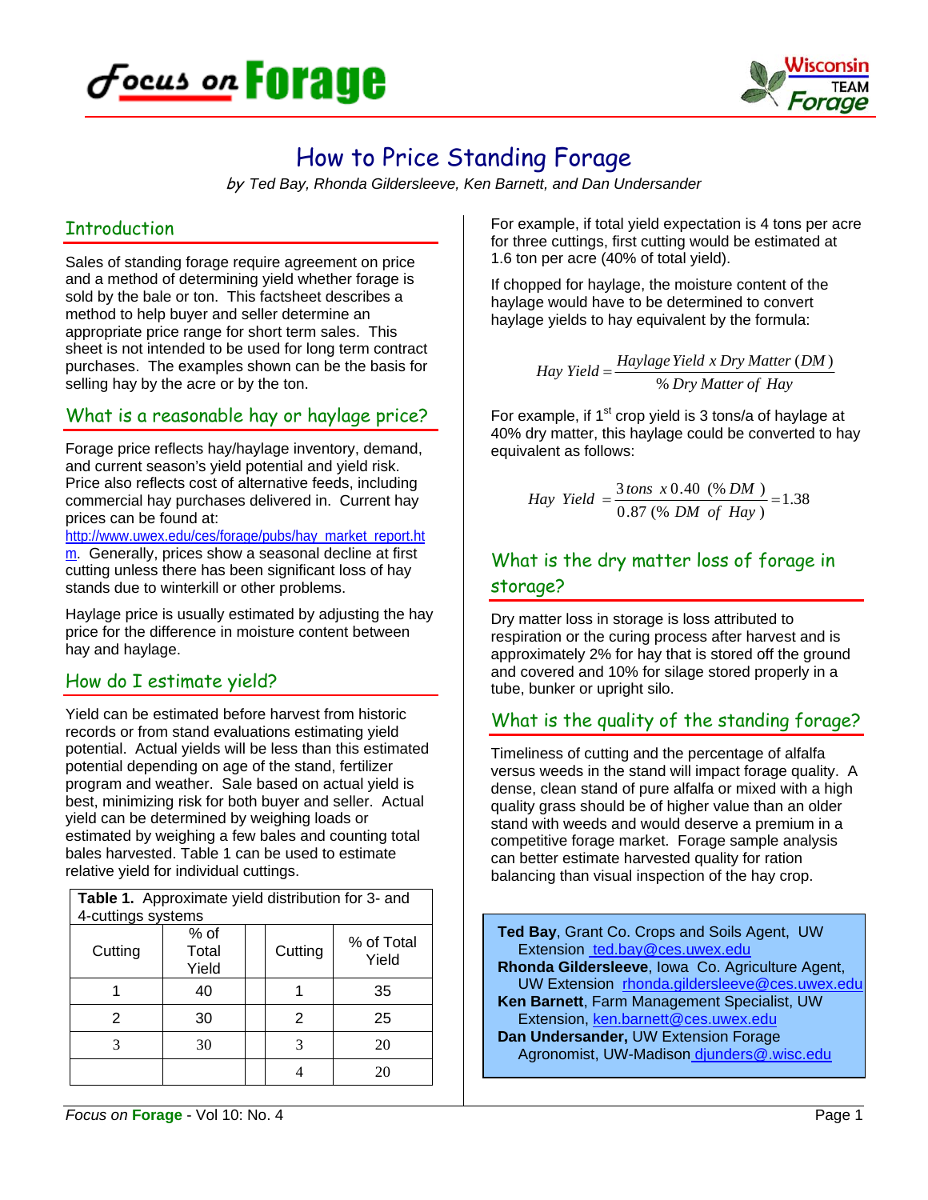# How to Price Standing Forage

*by Ted Bay, Rhonda Gildersleeve, Ken Barnett, and Dan Undersander*

## Introduction

Sales of standing forage require agreement on price and a method of determining yield whether forage is sold by the bale or ton. This factsheet describes a method to help buyer and seller determine an appropriate price range for short term sales. This sheet is not intended to be used for long term contract purchases. The examples shown can be the basis for selling hay by the acre or by the ton.

## What is a reasonable hay or haylage price?

Forage price reflects hay/haylage inventory, demand, and current season's yield potential and yield risk. Price also reflects cost of alternative feeds, including commercial hay purchases delivered in. Current hay prices can be found at: http://www.uwex.edu/ces/forage/pubs/hay_market_report.htm. Generally, prices show a seasonal decline at first cutting unless there has been significant loss of hay stands due to winterkill or other problems.

Haylage price is usually estimated by adjusting the hay price for the difference in moisture content between hay and haylage.

## How do I estimate yield?

Yield can be estimated before harvest from historic records or from stand evaluations estimating yield potential. Actual yields will be less than this estimated potential depending on age of the stand, fertilizer program and weather. Sale based on actual yield is best, minimizing risk for both buyer and seller. Actual yield can be determined by weighing loads or estimated by weighing a few bales and counting total bales harvested. Table 1 can be used to estimate relative yield for individual cuttings.

**Table 1.** Approximate yield distribution for 3- and 4-cuttings systems

| Cutting | % of Total Yield | | Cutting | % of Total Yield |
|---|---|---|---|---|
| 1 | 40 | | 1 | 35 |
| 2 | 30 | | 2 | 25 |
| 3 | 30 | | 3 | 20 |
| | | | 4 | 20 |

For example, if total yield expectation is 4 tons per acre for three cuttings, first cutting would be estimated at 1.6 ton per acre (40% of total yield).

If chopped for haylage, the moisture content of the haylage would have to be determined to convert haylage yields to hay equivalent by the formula:

$$Hay\ Yield = \frac{Haylage\ Yield\ x\ Dry\ Matter\ (DM)}{\%\ Dry\ Matter\ of\ Hay}$$

For example, if 1st crop yield is 3 tons/a of haylage at 40% dry matter, this haylage could be converted to hay equivalent as follows:

$$Hay\ \ Yield\ = \frac{3\,tons\ \ x\,0.40\ \ (\%\,DM\ )}{0.87\ (\%\ DM\ \ of\ \ Hay\ )} = 1.38$$

## What is the dry matter loss of forage in storage?

Dry matter loss in storage is loss attributed to respiration or the curing process after harvest and is approximately 2% for hay that is stored off the ground and covered and 10% for silage stored properly in a tube, bunker or upright silo.

## What is the quality of the standing forage?

Timeliness of cutting and the percentage of alfalfa versus weeds in the stand will impact forage quality. A dense, clean stand of pure alfalfa or mixed with a high quality grass should be of higher value than an older stand with weeds and would deserve a premium in a competitive forage market. Forage sample analysis can better estimate harvested quality for ration balancing than visual inspection of the hay crop.

**Ted Bay**, Grant Co. Crops and Soils Agent, UW Extension ted.bay@ces.uwex.edu
**Rhonda Gildersleeve**, Iowa Co. Agriculture Agent, UW Extension rhonda.gildersleeve@ces.uwex.edu
**Ken Barnett**, Farm Management Specialist, UW Extension, ken.barnett@ces.uwex.edu
**Dan Undersander,** UW Extension Forage Agronomist, UW-Madison djunders@.wisc.edu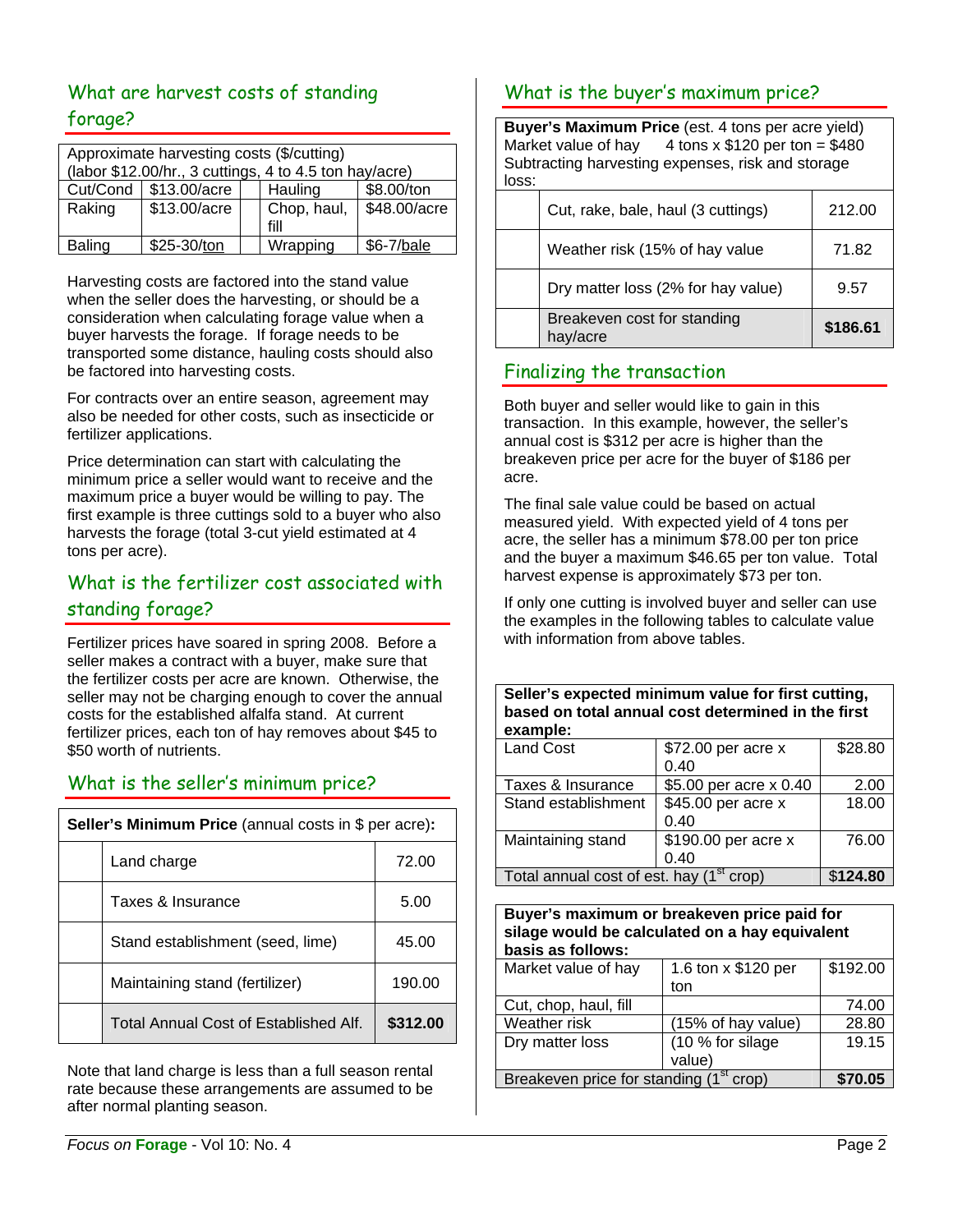## What are harvest costs of standing forage?

| Approximate harvesting costs ($/cutting) (labor $12.00/hr., 3 cuttings, 4 to 4.5 ton hay/acre) | | | | |
|---|---|---|---|---|
| Cut/Cond | $13.00/acre | | Hauling | $8.00/ton |
| Raking | $13.00/acre | | Chop, haul, fill | $48.00/acre |
| Baling | $25-30/ton | | Wrapping | $6-7/bale |

Harvesting costs are factored into the stand value when the seller does the harvesting, or should be a consideration when calculating forage value when a buyer harvests the forage. If forage needs to be transported some distance, hauling costs should also be factored into harvesting costs.

For contracts over an entire season, agreement may also be needed for other costs, such as insecticide or fertilizer applications.

Price determination can start with calculating the minimum price a seller would want to receive and the maximum price a buyer would be willing to pay. The first example is three cuttings sold to a buyer who also harvests the forage (total 3-cut yield estimated at 4 tons per acre).

## What is the fertilizer cost associated with standing forage?

Fertilizer prices have soared in spring 2008. Before a seller makes a contract with a buyer, make sure that the fertilizer costs per acre are known. Otherwise, the seller may not be charging enough to cover the annual costs for the established alfalfa stand. At current fertilizer prices, each ton of hay removes about $45 to $50 worth of nutrients.

## What is the seller's minimum price?

| **Seller's Minimum Price** (annual costs in $ per acre): | | |
|---|---|---|
| | Land charge | 72.00 |
| | Taxes & Insurance | 5.00 |
| | Stand establishment (seed, lime) | 45.00 |
| | Maintaining stand (fertilizer) | 190.00 |
| | Total Annual Cost of Established Alf. | **$312.00** |

Note that land charge is less than a full season rental rate because these arrangements are assumed to be after normal planting season.

## What is the buyer's maximum price?

| **Buyer's Maximum Price** (est. 4 tons per acre yield) Market value of hay 4 tons x $120 per ton = $480 Subtracting harvesting expenses, risk and storage loss: | | |
|---|---|---|
| | Cut, rake, bale, haul (3 cuttings) | 212.00 |
| | Weather risk (15% of hay value | 71.82 |
| | Dry matter loss (2% for hay value) | 9.57 |
| | Breakeven cost for standing hay/acre | **$186.61** |

## Finalizing the transaction

Both buyer and seller would like to gain in this transaction. In this example, however, the seller's annual cost is $312 per acre is higher than the breakeven price per acre for the buyer of $186 per acre.

The final sale value could be based on actual measured yield. With expected yield of 4 tons per acre, the seller has a minimum $78.00 per ton price and the buyer a maximum $46.65 per ton value. Total harvest expense is approximately $73 per ton.

If only one cutting is involved buyer and seller can use the examples in the following tables to calculate value with information from above tables.

| **Seller's expected minimum value for first cutting, based on total annual cost determined in the first example:** | | |
|---|---|---|
| Land Cost | $72.00 per acre x 0.40 | $28.80 |
| Taxes & Insurance | $5.00 per acre x 0.40 | 2.00 |
| Stand establishment | $45.00 per acre x 0.40 | 18.00 |
| Maintaining stand | $190.00 per acre x 0.40 | 76.00 |
| Total annual cost of est. hay (1st crop) | | $**124.80** |

| **Buyer's maximum or breakeven price paid for silage would be calculated on a hay equivalent basis as follows:** | | |
|---|---|---|
| Market value of hay | 1.6 ton x $120 per ton | $192.00 |
| Cut, chop, haul, fill | | 74.00 |
| Weather risk | (15% of hay value) | 28.80 |
| Dry matter loss | (10 % for silage value) | 19.15 |
| Breakeven price for standing (1st crop) | | **$70.05** |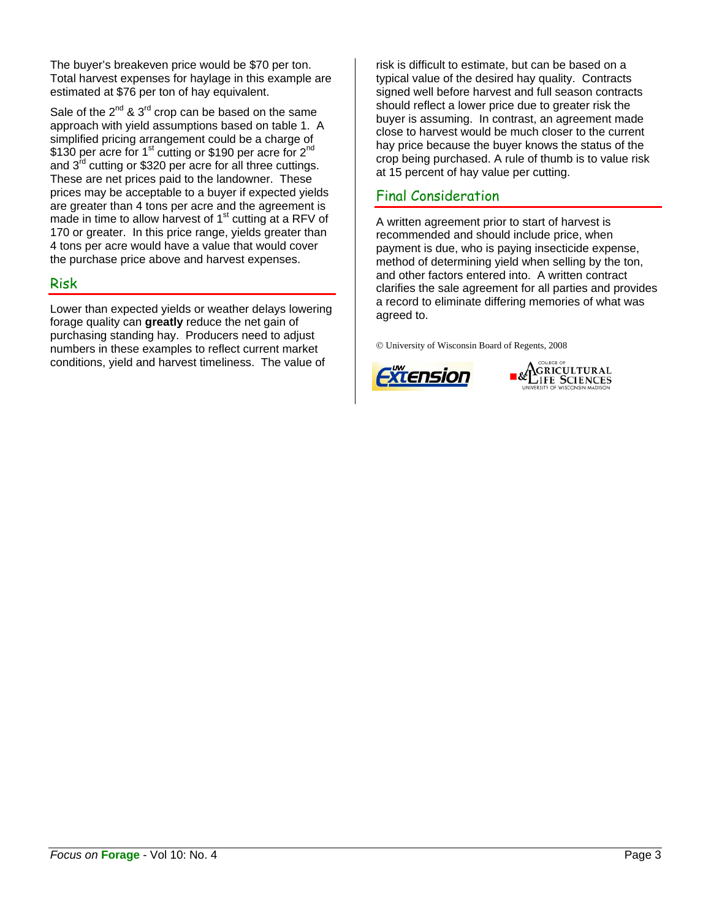The buyer's breakeven price would be $70 per ton. Total harvest expenses for haylage in this example are estimated at $76 per ton of hay equivalent.

Sale of the 2nd & 3rd crop can be based on the same approach with yield assumptions based on table 1. A simplified pricing arrangement could be a charge of $130 per acre for 1st cutting or $190 per acre for 2nd and 3rd cutting or $320 per acre for all three cuttings. These are net prices paid to the landowner. These prices may be acceptable to a buyer if expected yields are greater than 4 tons per acre and the agreement is made in time to allow harvest of 1st cutting at a RFV of 170 or greater. In this price range, yields greater than 4 tons per acre would have a value that would cover the purchase price above and harvest expenses.

## Risk

Lower than expected yields or weather delays lowering forage quality can **greatly** reduce the net gain of purchasing standing hay. Producers need to adjust numbers in these examples to reflect current market conditions, yield and harvest timeliness. The value of risk is difficult to estimate, but can be based on a typical value of the desired hay quality. Contracts signed well before harvest and full season contracts should reflect a lower price due to greater risk the buyer is assuming. In contrast, an agreement made close to harvest would be much closer to the current hay price because the buyer knows the status of the crop being purchased. A rule of thumb is to value risk at 15 percent of hay value per cutting.

## Final Consideration

A written agreement prior to start of harvest is recommended and should include price, when payment is due, who is paying insecticide expense, method of determining yield when selling by the ton, and other factors entered into. A written contract clarifies the sale agreement for all parties and provides a record to eliminate differing memories of what was agreed to.

© University of Wisconsin Board of Regents, 2008